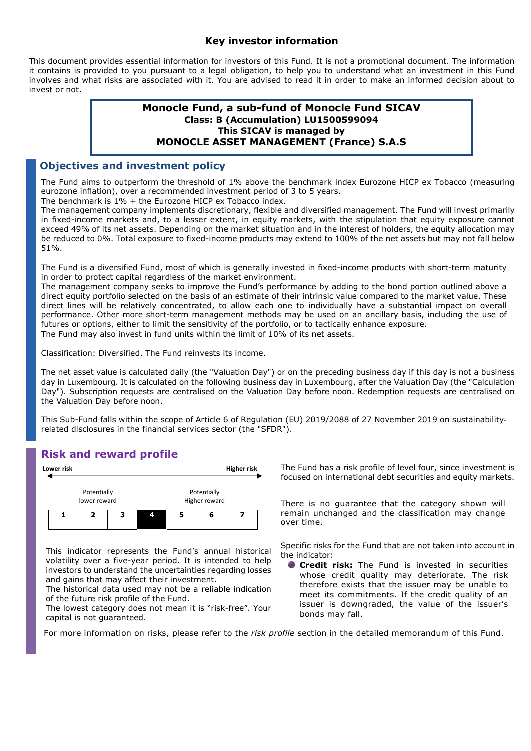# Key investor information

This document provides essential information for investors of this Fund. It is not a promotional document. The information it contains is provided to you pursuant to a legal obligation, to help you to understand what an investment in this Fund involves and what risks are associated with it. You are advised to read it in order to make an informed decision about to invest or not.

**Monocle Fund, a sub-fund of Monocle Fund SICAV**
**Class: B (Accumulation) LU1500599094**
**This SICAV is managed by**
**MONOCLE ASSET MANAGEMENT (France) S.A.S**

## Objectives and investment policy

The Fund aims to outperform the threshold of 1% above the benchmark index Eurozone HICP ex Tobacco (measuring eurozone inflation), over a recommended investment period of 3 to 5 years.
The benchmark is 1% + the Eurozone HICP ex Tobacco index.
The management company implements discretionary, flexible and diversified management. The Fund will invest primarily in fixed-income markets and, to a lesser extent, in equity markets, with the stipulation that equity exposure cannot exceed 49% of its net assets. Depending on the market situation and in the interest of holders, the equity allocation may be reduced to 0%. Total exposure to fixed-income products may extend to 100% of the net assets but may not fall below 51%.

The Fund is a diversified Fund, most of which is generally invested in fixed-income products with short-term maturity in order to protect capital regardless of the market environment.
The management company seeks to improve the Fund's performance by adding to the bond portion outlined above a direct equity portfolio selected on the basis of an estimate of their intrinsic value compared to the market value. These direct lines will be relatively concentrated, to allow each one to individually have a substantial impact on overall performance. Other more short-term management methods may be used on an ancillary basis, including the use of futures or options, either to limit the sensitivity of the portfolio, or to tactically enhance exposure.
The Fund may also invest in fund units within the limit of 10% of its net assets.

Classification: Diversified. The Fund reinvests its income.

The net asset value is calculated daily (the "Valuation Day") or on the preceding business day if this day is not a business day in Luxembourg. It is calculated on the following business day in Luxembourg, after the Valuation Day (the "Calculation Day"). Subscription requests are centralised on the Valuation Day before noon. Redemption requests are centralised on the Valuation Day before noon.

This Sub-Fund falls within the scope of Article 6 of Regulation (EU) 2019/2088 of 27 November 2019 on sustainability-related disclosures in the financial services sector (the "SFDR").

## Risk and reward profile

| Lower risk | | | | | | Higher risk |
|---|---|---|---|---|---|---|
| Potentially lower reward | | | | Potentially Higher reward | | |
| 1 | 2 | 3 | **4** | 5 | 6 | 7 |

This indicator represents the Fund's annual historical volatility over a five-year period. It is intended to help investors to understand the uncertainties regarding losses and gains that may affect their investment.
The historical data used may not be a reliable indication of the future risk profile of the Fund.
The lowest category does not mean it is "risk-free". Your capital is not guaranteed.

The Fund has a risk profile of level four, since investment is focused on international debt securities and equity markets.

There is no guarantee that the category shown will remain unchanged and the classification may change over time.

Specific risks for the Fund that are not taken into account in the indicator:

- **Credit risk:** The Fund is invested in securities whose credit quality may deteriorate. The risk therefore exists that the issuer may be unable to meet its commitments. If the credit quality of an issuer is downgraded, the value of the issuer's bonds may fall.

For more information on risks, please refer to the *risk profile* section in the detailed memorandum of this Fund.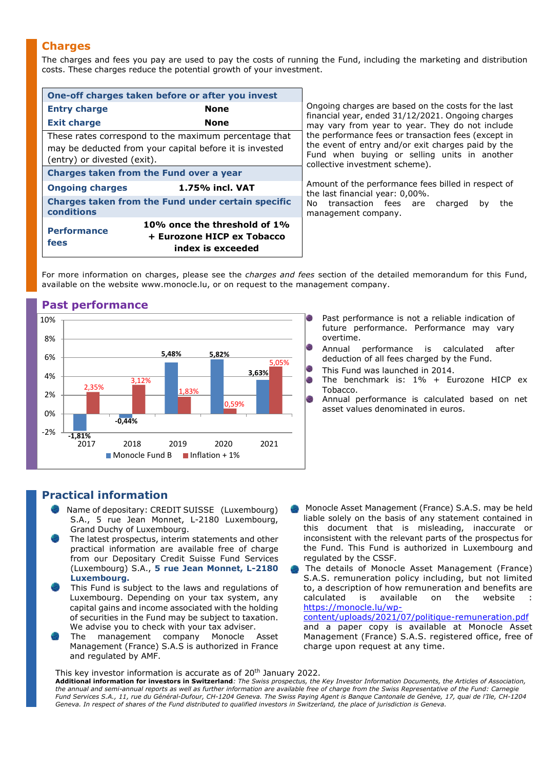## Charges

The charges and fees you pay are used to pay the costs of running the Fund, including the marketing and distribution costs. These charges reduce the potential growth of your investment.

| | |
|---|---|
| **One-off charges taken before or after you invest** | |
| **Entry charge** | **None** |
| **Exit charge** | **None** |
| These rates correspond to the maximum percentage that may be deducted from your capital before it is invested (entry) or divested (exit). | |
| **Charges taken from the Fund over a year** | |
| **Ongoing charges** | **1.75% incl. VAT** |
| **Charges taken from the Fund under certain specific conditions** | |
| **Performance fees** | **10% once the threshold of 1% + Eurozone HICP ex Tobacco index is exceeded** |

Ongoing charges are based on the costs for the last financial year, ended 31/12/2021. Ongoing charges may vary from year to year. They do not include the performance fees or transaction fees (except in the event of entry and/or exit charges paid by the Fund when buying or selling units in another collective investment scheme).

Amount of the performance fees billed in respect of the last financial year: 0,00%.
No transaction fees are charged by the management company.

For more information on charges, please see the *charges and fees* section of the detailed memorandum for this Fund, available on the website www.monocle.lu, or on request to the management company.

## Past performance

10%
8%
6%
4%
2%
0%
-2%

-1,81% 2,35% (2017)
-0,44% 3,12% (2018)
5,48% 1,83% (2019)
5,82% 0,59% (2020)
3,63% 5,05% (2021)

2017 2018 2019 2020 2021

Monocle Fund B
Inflation + 1%

- Past performance is not a reliable indication of future performance. Performance may vary overtime.
- Annual performance is calculated after deduction of all fees charged by the Fund.
- This Fund was launched in 2014.
- The benchmark is: 1% + Eurozone HICP ex Tobacco.
- Annual performance is calculated based on net asset values denominated in euros.

## Practical information

- Name of depositary: CREDIT SUISSE (Luxembourg) S.A., 5 rue Jean Monnet, L-2180 Luxembourg, Grand Duchy of Luxembourg.
- The latest prospectus, interim statements and other practical information are available free of charge from our Depositary Credit Suisse Fund Services (Luxembourg) S.A., **5 rue Jean Monnet, L-2180 Luxembourg.**
- This Fund is subject to the laws and regulations of Luxembourg. Depending on your tax system, any capital gains and income associated with the holding of securities in the Fund may be subject to taxation. We advise you to check with your tax adviser.
- The management company Monocle Asset Management (France) S.A.S is authorized in France and regulated by AMF.
- Monocle Asset Management (France) S.A.S. may be held liable solely on the basis of any statement contained in this document that is misleading, inaccurate or inconsistent with the relevant parts of the prospectus for the Fund. This Fund is authorized in Luxembourg and regulated by the CSSF.
- The details of Monocle Asset Management (France) S.A.S. remuneration policy including, but not limited to, a description of how remuneration and benefits are calculated is available on the website : https://monocle.lu/wp-content/uploads/2021/07/politique-remuneration.pdf and a paper copy is available at Monocle Asset Management (France) S.A.S. registered office, free of charge upon request at any time.

This key investor information is accurate as of 20th January 2022.

**Additional information for investors in Switzerland***: The Swiss prospectus, the Key Investor Information Documents, the Articles of Association, the annual and semi-annual reports as well as further information are available free of charge from the Swiss Representative of the Fund: Carnegie Fund Services S.A., 11, rue du Général-Dufour, CH-1204 Geneva. The Swiss Paying Agent is Banque Cantonale de Genève, 17, quai de l'Île, CH-1204 Geneva. In respect of shares of the Fund distributed to qualified investors in Switzerland, the place of jurisdiction is Geneva.*